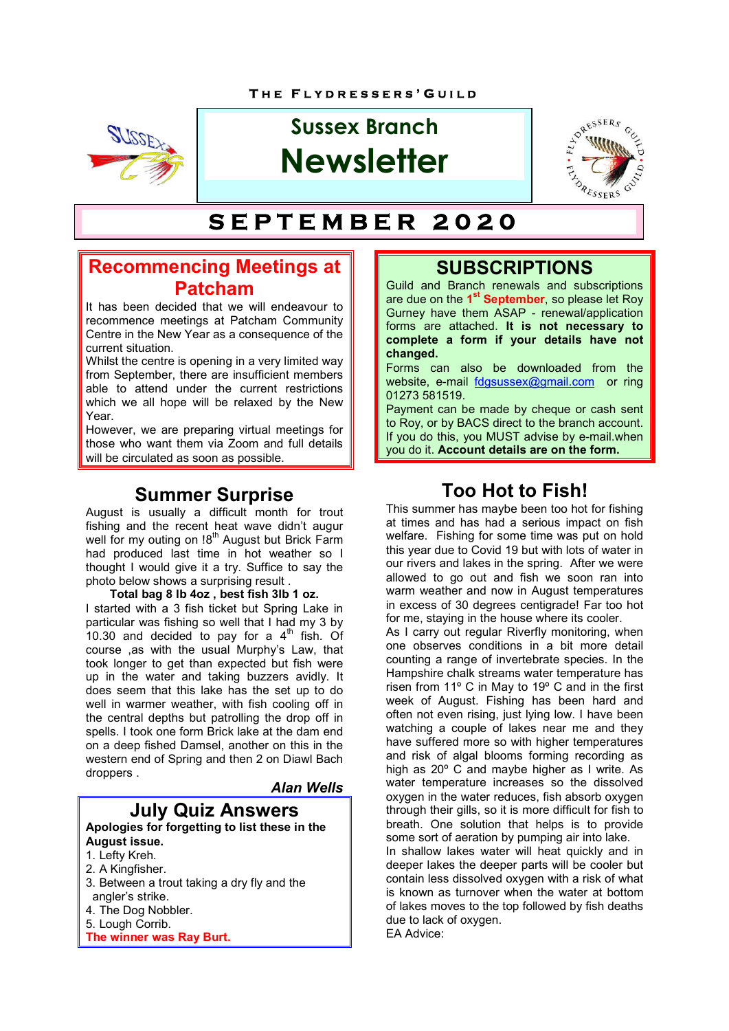THE FLYDRESSERS' GUILD

# Sussex Branch Newsletter

# SEPTEMBER 2020

## Recommencing Meetings at Patcham

It has been decided that we will endeavour to recommence meetings at Patcham Community Centre in the New Year as a consequence of the current situation.

Whilst the centre is opening in a very limited way from September, there are insufficient members able to attend under the current restrictions which we all hope will be relaxed by the New Year.

However, we are preparing virtual meetings for those who want them via Zoom and full details will be circulated as soon as possible.

## Summer Surprise

August is usually a difficult month for trout fishing and the recent heat wave didn't augur well for my outing on !8th August but Brick Farm had produced last time in hot weather so I thought I would give it a try. Suffice to say the photo below shows a surprising result .

**Total bag 8 lb 4oz , best fish 3lb 1 oz.**

I started with a 3 fish ticket but Spring Lake in particular was fishing so well that I had my 3 by 10.30 and decided to pay for a 4th fish. Of course ,as with the usual Murphy's Law, that took longer to get than expected but fish were up in the water and taking buzzers avidly. It does seem that this lake has the set up to do well in warmer weather, with fish cooling off in the central depths but patrolling the drop off in spells. I took one form Brick lake at the dam end on a deep fished Damsel, another on this in the western end of Spring and then 2 on Diawl Bach droppers .

***Alan Wells***

## July Quiz Answers

**Apologies for forgetting to list these in the August issue.**

1. Lefty Kreh.
2. A Kingfisher.
3. Between a trout taking a dry fly and the angler's strike.
4. The Dog Nobbler.
5. Lough Corrib.

**The winner was Ray Burt.**

## SUBSCRIPTIONS

Guild and Branch renewals and subscriptions are due on the **1st September**, so please let Roy Gurney have them ASAP - renewal/application forms are attached. **It is not necessary to complete a form if your details have not changed.**

Forms can also be downloaded from the website, e-mail fdgsussex@gmail.com or ring 01273 581519.

Payment can be made by cheque or cash sent to Roy, or by BACS direct to the branch account. If you do this, you MUST advise by e-mail.when you do it. **Account details are on the form.**

## Too Hot to Fish!

This summer has maybe been too hot for fishing at times and has had a serious impact on fish welfare. Fishing for some time was put on hold this year due to Covid 19 but with lots of water in our rivers and lakes in the spring. After we were allowed to go out and fish we soon ran into warm weather and now in August temperatures in excess of 30 degrees centigrade! Far too hot for me, staying in the house where its cooler.

As I carry out regular Riverfly monitoring, when one observes conditions in a bit more detail counting a range of invertebrate species. In the Hampshire chalk streams water temperature has risen from 11º C in May to 19º C and in the first week of August. Fishing has been hard and often not even rising, just lying low. I have been watching a couple of lakes near me and they have suffered more so with higher temperatures and risk of algal blooms forming recording as high as 20º C and maybe higher as I write. As water temperature increases so the dissolved oxygen in the water reduces, fish absorb oxygen through their gills, so it is more difficult for fish to breath. One solution that helps is to provide some sort of aeration by pumping air into lake.

In shallow lakes water will heat quickly and in deeper lakes the deeper parts will be cooler but contain less dissolved oxygen with a risk of what is known as turnover when the water at bottom of lakes moves to the top followed by fish deaths due to lack of oxygen.

EA Advice: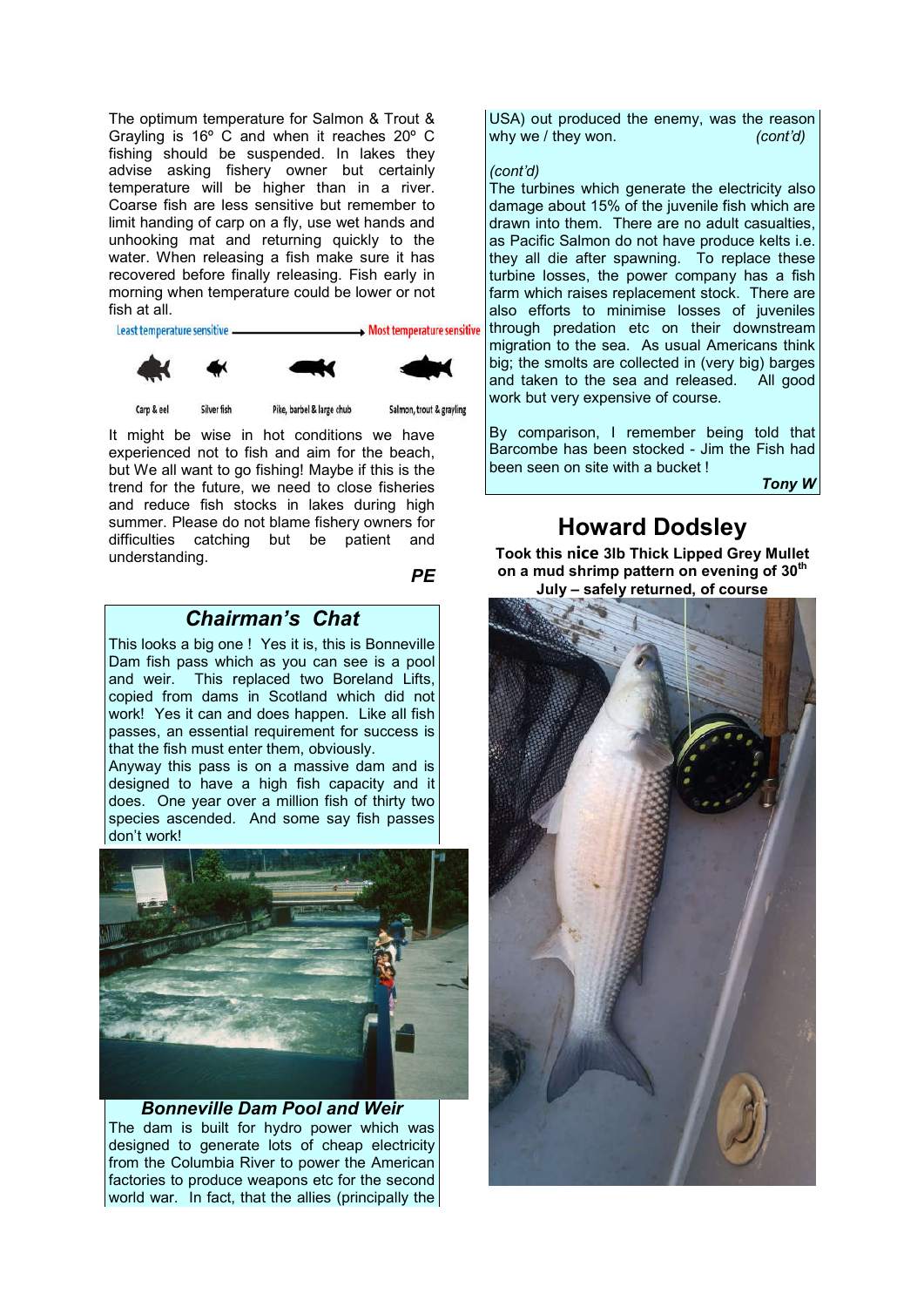The optimum temperature for Salmon & Trout & Grayling is 16º C and when it reaches 20º C fishing should be suspended. In lakes they advise asking fishery owner but certainly temperature will be higher than in a river. Coarse fish are less sensitive but remember to limit handling of carp on a fly, use wet hands and unhooking mat and returning quickly to the water. When releasing a fish make sure it has recovered before finally releasing. Fish early in morning when temperature could be lower or not fish at all.

Least temperature sensitive → Most temperature sensitive

Carp & eel — Silver fish — Pike, barbel & large chub — Salmon, trout & grayling

It might be wise in hot conditions we have experienced not to fish and aim for the beach, but We all want to go fishing! Maybe if this is the trend for the future, we need to close fisheries and reduce fish stocks in lakes during high summer. Please do not blame fishery owners for difficulties catching but be patient and understanding.

***PE***

## *Chairman's Chat*

This looks a big one ! Yes it is, this is Bonneville Dam fish pass which as you can see is a pool and weir. This replaced two Boreland Lifts, copied from dams in Scotland which did not work! Yes it can and does happen. Like all fish passes, an essential requirement for success is that the fish must enter them, obviously.
Anyway this pass is on a massive dam and is designed to have a high fish capacity and it does. One year over a million fish of thirty two species ascended. And some say fish passes don't work!

***Bonneville Dam Pool and Weir***

The dam is built for hydro power which was designed to generate lots of cheap electricity from the Columbia River to power the American factories to produce weapons etc for the second world war. In fact, that the allies (principally the USA) out produced the enemy, was the reason why we / they won. *(cont'd)*

*(cont'd)*
The turbines which generate the electricity also damage about 15% of the juvenile fish which are drawn into them. There are no adult casualties, as Pacific Salmon do not have produce kelts i.e. they all die after spawning. To replace these turbine losses, the power company has a fish farm which raises replacement stock. There are also efforts to minimise losses of juveniles through predation etc on their downstream migration to the sea. As usual Americans think big; the smolts are collected in (very big) barges and taken to the sea and released. All good work but very expensive of course.

By comparison, I remember being told that Barcombe has been stocked - Jim the Fish had been seen on site with a bucket !

***Tony W***

# Howard Dodsley

**Took this nice 3lb Thick Lipped Grey Mullet on a mud shrimp pattern on evening of 30th July – safely returned, of course**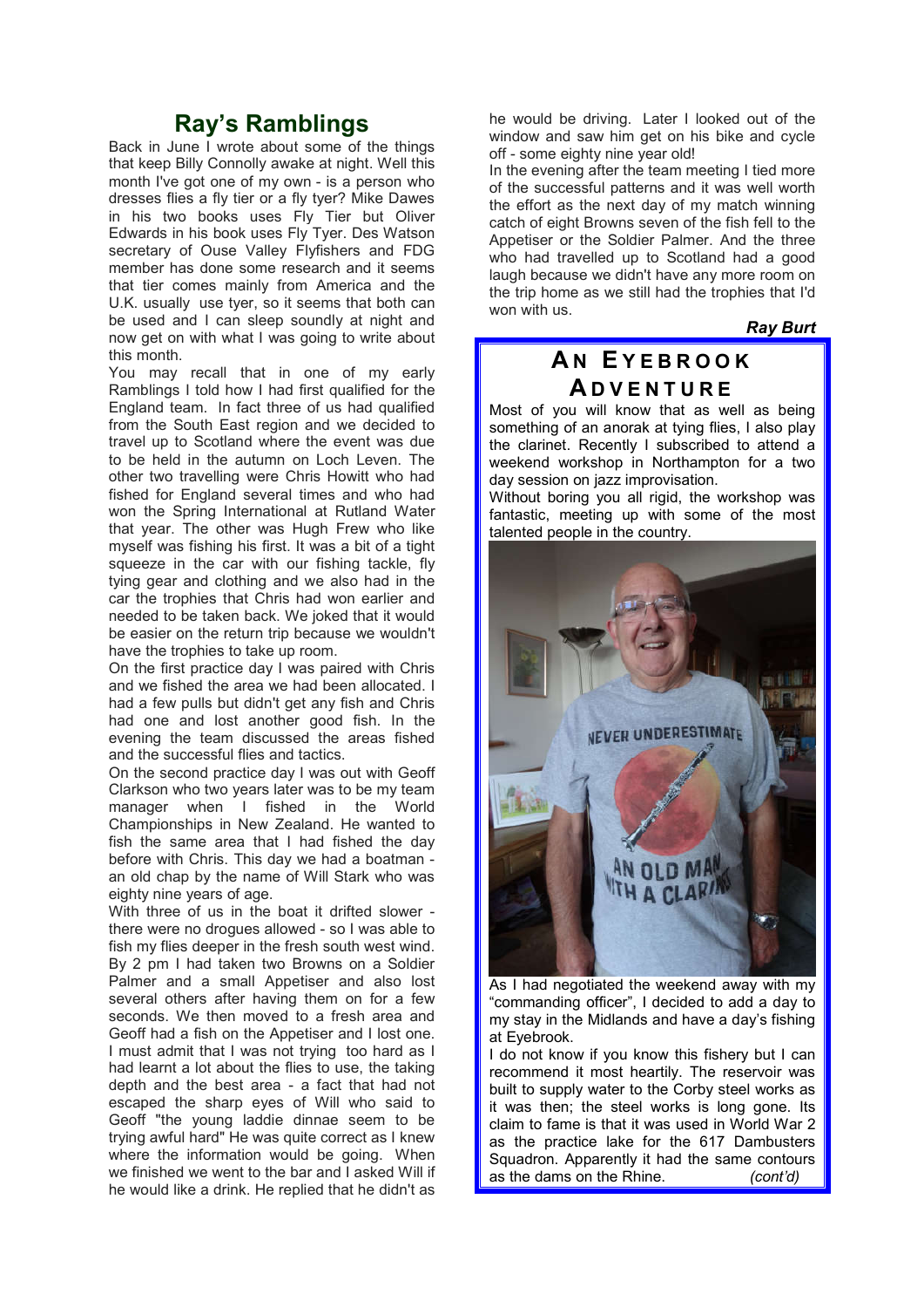## Ray's Ramblings

Back in June I wrote about some of the things that keep Billy Connolly awake at night. Well this month I've got one of my own - is a person who dresses flies a fly tier or a fly tyer? Mike Dawes in his two books uses Fly Tier but Oliver Edwards in his book uses Fly Tyer. Des Watson secretary of Ouse Valley Flyfishers and FDG member has done some research and it seems that tier comes mainly from America and the U.K. usually use tyer, so it seems that both can be used and I can sleep soundly at night and now get on with what I was going to write about this month.

You may recall that in one of my early Ramblings I told how I had first qualified for the England team. In fact three of us had qualified from the South East region and we decided to travel up to Scotland where the event was due to be held in the autumn on Loch Leven. The other two travelling were Chris Howitt who had fished for England several times and who had won the Spring International at Rutland Water that year. The other was Hugh Frew who like myself was fishing his first. It was a bit of a tight squeeze in the car with our fishing tackle, fly tying gear and clothing and we also had in the car the trophies that Chris had won earlier and needed to be taken back. We joked that it would be easier on the return trip because we wouldn't have the trophies to take up room.

On the first practice day I was paired with Chris and we fished the area we had been allocated. I had a few pulls but didn't get any fish and Chris had one and lost another good fish. In the evening the team discussed the areas fished and the successful flies and tactics.

On the second practice day I was out with Geoff Clarkson who two years later was to be my team manager when I fished in the World Championships in New Zealand. He wanted to fish the same area that I had fished the day before with Chris. This day we had a boatman - an old chap by the name of Will Stark who was eighty nine years of age.

With three of us in the boat it drifted slower - there were no drogues allowed - so I was able to fish my flies deeper in the fresh south west wind. By 2 pm I had taken two Browns on a Soldier Palmer and a small Appetiser and also lost several others after having them on for a few seconds. We then moved to a fresh area and Geoff had a fish on the Appetiser and I lost one. I must admit that I was not trying too hard as I had learnt a lot about the flies to use, the taking depth and the best area - a fact that had not escaped the sharp eyes of Will who said to Geoff "the young laddie dinnae seem to be trying awful hard" He was quite correct as I knew where the information would be going. When we finished we went to the bar and I asked Will if he would like a drink. He replied that he didn't as he would be driving. Later I looked out of the window and saw him get on his bike and cycle off - some eighty nine year old!

In the evening after the team meeting I tied more of the successful patterns and it was well worth the effort as the next day of my match winning catch of eight Browns seven of the fish fell to the Appetiser or the Soldier Palmer. And the three who had travelled up to Scotland had a good laugh because we didn't have any more room on the trip home as we still had the trophies that I'd won with us.

***Ray Burt***

## An Eyebrook Adventure

Most of you will know that as well as being something of an anorak at tying flies, I also play the clarinet. Recently I subscribed to attend a weekend workshop in Northampton for a two day session on jazz improvisation.

Without boring you all rigid, the workshop was fantastic, meeting up with some of the most talented people in the country.

As I had negotiated the weekend away with my "commanding officer", I decided to add a day to my stay in the Midlands and have a day's fishing at Eyebrook.

I do not know if you know this fishery but I can recommend it most heartily. The reservoir was built to supply water to the Corby steel works as it was then; the steel works is long gone. Its claim to fame is that it was used in World War 2 as the practice lake for the 617 Dambusters Squadron. Apparently it had the same contours as the dams on the Rhine. *(cont'd)*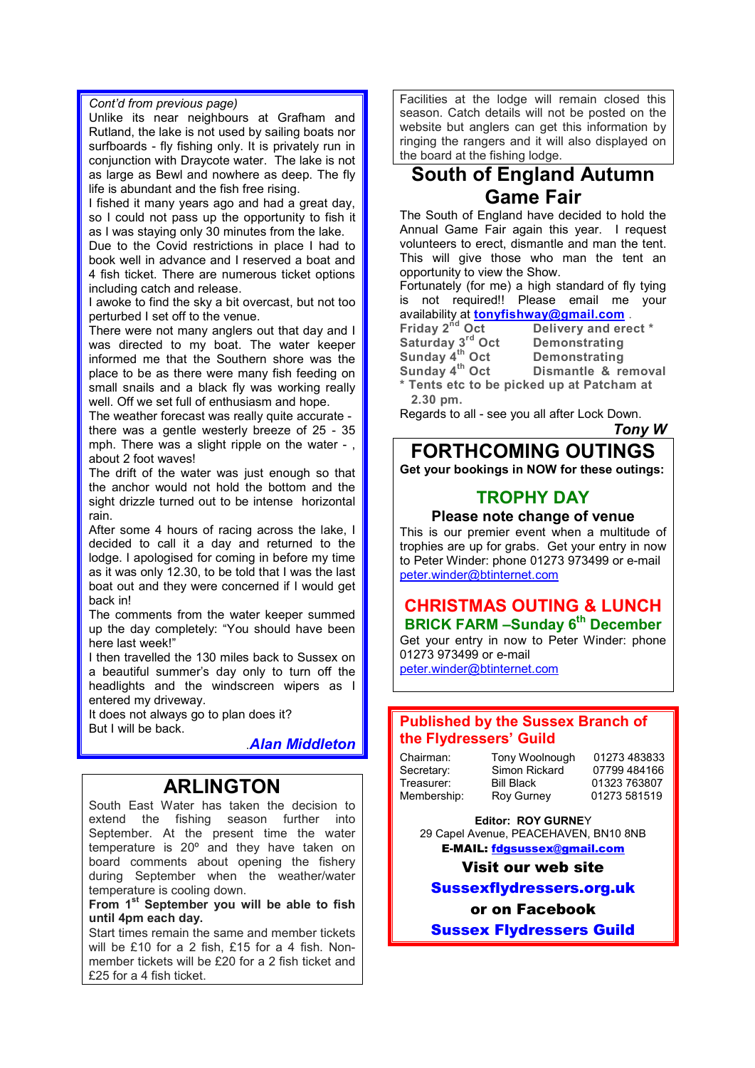*Cont'd from previous page)*

Unlike its near neighbours at Grafham and Rutland, the lake is not used by sailing boats nor surfboards - fly fishing only. It is privately run in conjunction with Draycote water. The lake is not as large as Bewl and nowhere as deep. The fly life is abundant and the fish free rising.

I fished it many years ago and had a great day, so I could not pass up the opportunity to fish it as I was staying only 30 minutes from the lake.

Due to the Covid restrictions in place I had to book well in advance and I reserved a boat and 4 fish ticket. There are numerous ticket options including catch and release.

I awoke to find the sky a bit overcast, but not too perturbed I set off to the venue.

There were not many anglers out that day and I was directed to my boat. The water keeper informed me that the Southern shore was the place to be as there were many fish feeding on small snails and a black fly was working really well. Off we set full of enthusiasm and hope.

The weather forecast was really quite accurate - there was a gentle westerly breeze of 25 - 35 mph. There was a slight ripple on the water - , about 2 foot waves!

The drift of the water was just enough so that the anchor would not hold the bottom and the sight drizzle turned out to be intense horizontal rain.

After some 4 hours of racing across the lake, I decided to call it a day and returned to the lodge. I apologised for coming in before my time as it was only 12.30, to be told that I was the last boat out and they were concerned if I would get back in!

The comments from the water keeper summed up the day completely: "You should have been here last week!"

I then travelled the 130 miles back to Sussex on a beautiful summer's day only to turn off the headlights and the windscreen wipers as I entered my driveway.

It does not always go to plan does it?

But I will be back.

***.Alan Middleton***

# ARLINGTON

South East Water has taken the decision to extend the fishing season further into September. At the present time the water temperature is 20º and they have taken on board comments about opening the fishery during September when the weather/water temperature is cooling down.

**From 1st September you will be able to fish until 4pm each day.**

Start times remain the same and member tickets will be £10 for a 2 fish, £15 for a 4 fish. Non-member tickets will be £20 for a 2 fish ticket and £25 for a 4 fish ticket.

Facilities at the lodge will remain closed this season. Catch details will not be posted on the website but anglers can get this information by ringing the rangers and it will also displayed on the board at the fishing lodge.

# South of England Autumn Game Fair

The South of England have decided to hold the Annual Game Fair again this year. I request volunteers to erect, dismantle and man the tent. This will give those who man the tent an opportunity to view the Show.

Fortunately (for me) a high standard of fly tying is not required!! Please email me your availability at **tonyfishway@gmail.com** .

| | |
|---|---|
| **Friday 2nd Oct** | **Delivery and erect *** |
| **Saturday 3rd Oct** | **Demonstrating** |
| **Sunday 4th Oct** | **Demonstrating** |
| **Sunday 4th Oct** | **Dismantle & removal** |

**\* Tents etc to be picked up at Patcham at 2.30 pm.**

Regards to all - see you all after Lock Down.

***Tony W***

# FORTHCOMING OUTINGS

**Get your bookings in NOW for these outings:**

## TROPHY DAY

**Please note change of venue**

This is our premier event when a multitude of trophies are up for grabs. Get your entry in now to Peter Winder: phone 01273 973499 or e-mail peter.winder@btinternet.com

## CHRISTMAS OUTING & LUNCH

**BRICK FARM –Sunday 6th December**

Get your entry in now to Peter Winder: phone 01273 973499 or e-mail peter.winder@btinternet.com

## Published by the Sussex Branch of the Flydressers' Guild

| | | |
|---|---|---|
| Chairman: | Tony Woolnough | 01273 483833 |
| Secretary: | Simon Rickard | 07799 484166 |
| Treasurer: | Bill Black | 01323 763807 |
| Membership: | Roy Gurney | 01273 581519 |

**Editor: ROY GURNEY**
29 Capel Avenue, PEACEHAVEN, BN10 8NB
**E-MAIL: fdgsussex@gmail.com**

**Visit our web site**

**Sussexflydressers.org.uk**

**or on Facebook**

**Sussex Flydressers Guild**